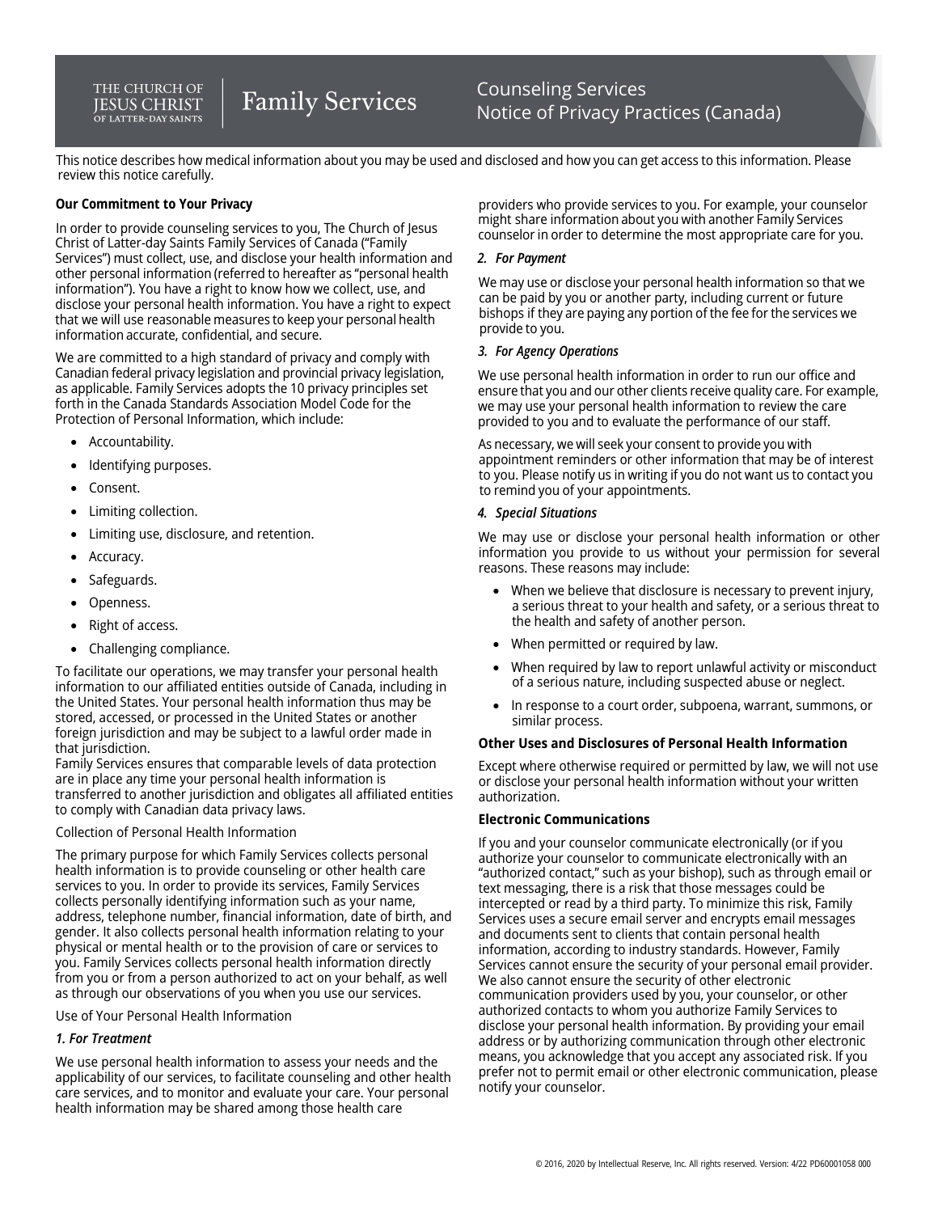# The Church of Jesus Christ of Latter-day Saints | Family Services

## Counseling Services Notice of Privacy Practices (Canada)

This notice describes how medical information about you may be used and disclosed and how you can get access to this information. Please review this notice carefully.

### Our Commitment to Your Privacy

In order to provide counseling services to you, The Church of Jesus Christ of Latter-day Saints Family Services of Canada ("Family Services") must collect, use, and disclose your health information and other personal information (referred to hereafter as "personal health information"). You have a right to know how we collect, use, and disclose your personal health information. You have a right to expect that we will use reasonable measures to keep your personal health information accurate, confidential, and secure.

We are committed to a high standard of privacy and comply with Canadian federal privacy legislation and provincial privacy legislation, as applicable. Family Services adopts the 10 privacy principles set forth in the Canada Standards Association Model Code for the Protection of Personal Information, which include:

- Accountability.
- Identifying purposes.
- Consent.
- Limiting collection.
- Limiting use, disclosure, and retention.
- Accuracy.
- Safeguards.
- Openness.
- Right of access.
- Challenging compliance.

To facilitate our operations, we may transfer your personal health information to our affiliated entities outside of Canada, including in the United States. Your personal health information thus may be stored, accessed, or processed in the United States or another foreign jurisdiction and may be subject to a lawful order made in that jurisdiction.
Family Services ensures that comparable levels of data protection are in place any time your personal health information is transferred to another jurisdiction and obligates all affiliated entities to comply with Canadian data privacy laws.

Collection of Personal Health Information

The primary purpose for which Family Services collects personal health information is to provide counseling or other health care services to you. In order to provide its services, Family Services collects personally identifying information such as your name, address, telephone number, financial information, date of birth, and gender. It also collects personal health information relating to your physical or mental health or to the provision of care or services to you. Family Services collects personal health information directly from you or from a person authorized to act on your behalf, as well as through our observations of you when you use our services.

Use of Your Personal Health Information

***1. For Treatment***

We use personal health information to assess your needs and the applicability of our services, to facilitate counseling and other health care services, and to monitor and evaluate your care. Your personal health information may be shared among those health care providers who provide services to you. For example, your counselor might share information about you with another Family Services counselor in order to determine the most appropriate care for you.

***2. For Payment***

We may use or disclose your personal health information so that we can be paid by you or another party, including current or future bishops if they are paying any portion of the fee for the services we provide to you.

***3. For Agency Operations***

We use personal health information in order to run our office and ensure that you and our other clients receive quality care. For example, we may use your personal health information to review the care provided to you and to evaluate the performance of our staff.

As necessary, we will seek your consent to provide you with appointment reminders or other information that may be of interest to you. Please notify us in writing if you do not want us to contact you to remind you of your appointments.

***4. Special Situations***

We may use or disclose your personal health information or other information you provide to us without your permission for several reasons. These reasons may include:

- When we believe that disclosure is necessary to prevent injury, a serious threat to your health and safety, or a serious threat to the health and safety of another person.
- When permitted or required by law.
- When required by law to report unlawful activity or misconduct of a serious nature, including suspected abuse or neglect.
- In response to a court order, subpoena, warrant, summons, or similar process.

### Other Uses and Disclosures of Personal Health Information

Except where otherwise required or permitted by law, we will not use or disclose your personal health information without your written authorization.

### Electronic Communications

If you and your counselor communicate electronically (or if you authorize your counselor to communicate electronically with an "authorized contact," such as your bishop), such as through email or text messaging, there is a risk that those messages could be intercepted or read by a third party. To minimize this risk, Family Services uses a secure email server and encrypts email messages and documents sent to clients that contain personal health information, according to industry standards. However, Family Services cannot ensure the security of your personal email provider. We also cannot ensure the security of other electronic communication providers used by you, your counselor, or other authorized contacts to whom you authorize Family Services to disclose your personal health information. By providing your email address or by authorizing communication through other electronic means, you acknowledge that you accept any associated risk. If you prefer not to permit email or other electronic communication, please notify your counselor.

© 2016, 2020 by Intellectual Reserve, Inc. All rights reserved. Version: 4/22 PD60001058 000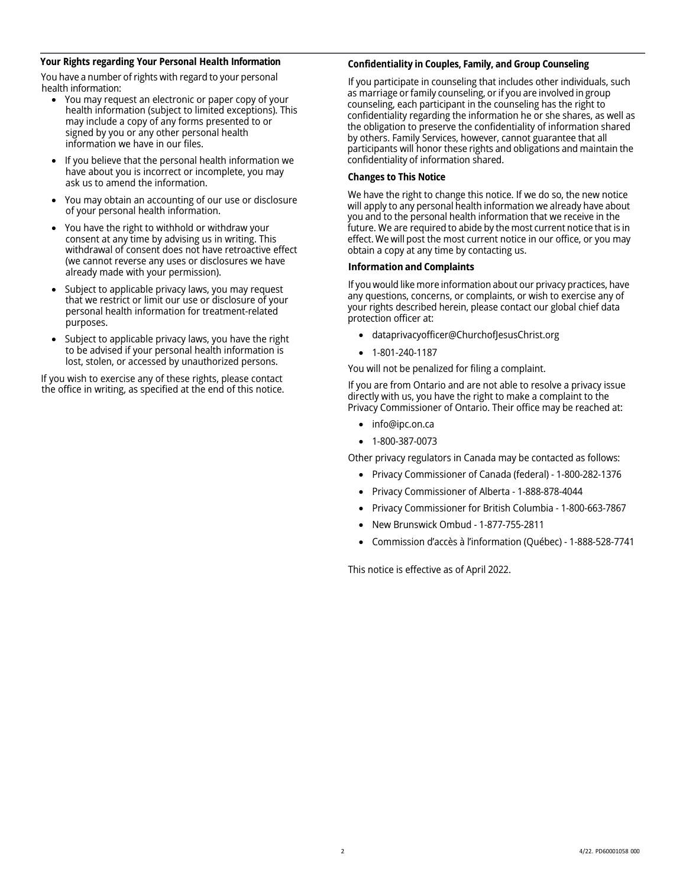### Your Rights regarding Your Personal Health Information

You have a number of rights with regard to your personal health information:

- You may request an electronic or paper copy of your health information (subject to limited exceptions). This may include a copy of any forms presented to or signed by you or any other personal health information we have in our files.
- If you believe that the personal health information we have about you is incorrect or incomplete, you may ask us to amend the information.
- You may obtain an accounting of our use or disclosure of your personal health information.
- You have the right to withhold or withdraw your consent at any time by advising us in writing. This withdrawal of consent does not have retroactive effect (we cannot reverse any uses or disclosures we have already made with your permission).
- Subject to applicable privacy laws, you may request that we restrict or limit our use or disclosure of your personal health information for treatment-related purposes.
- Subject to applicable privacy laws, you have the right to be advised if your personal health information is lost, stolen, or accessed by unauthorized persons.

If you wish to exercise any of these rights, please contact the office in writing, as specified at the end of this notice.

### Confidentiality in Couples, Family, and Group Counseling

If you participate in counseling that includes other individuals, such as marriage or family counseling, or if you are involved in group counseling, each participant in the counseling has the right to confidentiality regarding the information he or she shares, as well as the obligation to preserve the confidentiality of information shared by others. Family Services, however, cannot guarantee that all participants will honor these rights and obligations and maintain the confidentiality of information shared.

### Changes to This Notice

We have the right to change this notice. If we do so, the new notice will apply to any personal health information we already have about you and to the personal health information that we receive in the future. We are required to abide by the most current notice that is in effect. We will post the most current notice in our office, or you may obtain a copy at any time by contacting us.

### Information and Complaints

If you would like more information about our privacy practices, have any questions, concerns, or complaints, or wish to exercise any of your rights described herein, please contact our global chief data protection officer at:

- dataprivacyofficer@ChurchofJesusChrist.org
- 1-801-240-1187

You will not be penalized for filing a complaint.

If you are from Ontario and are not able to resolve a privacy issue directly with us, you have the right to make a complaint to the Privacy Commissioner of Ontario. Their office may be reached at:

- info@ipc.on.ca
- 1-800-387-0073

Other privacy regulators in Canada may be contacted as follows:

- Privacy Commissioner of Canada (federal) - 1-800-282-1376
- Privacy Commissioner of Alberta - 1-888-878-4044
- Privacy Commissioner for British Columbia - 1-800-663-7867
- New Brunswick Ombud - 1-877-755-2811
- Commission d’accès à l’information (Québec) - 1-888-528-7741

This notice is effective as of April 2022.

4/22. PD60001058 000